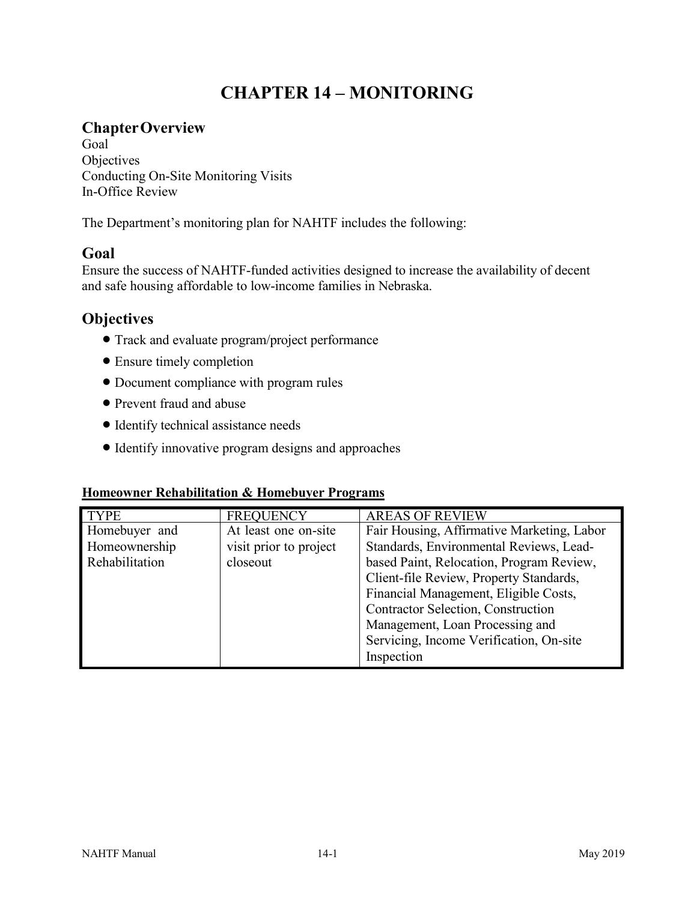# CHAPTER 14 – MONITORING

## Chapter Overview

Goal
Objectives
Conducting On-Site Monitoring Visits
In-Office Review

The Department's monitoring plan for NAHTF includes the following:

## Goal

Ensure the success of NAHTF-funded activities designed to increase the availability of decent and safe housing affordable to low-income families in Nebraska.

## Objectives

- Track and evaluate program/project performance
- Ensure timely completion
- Document compliance with program rules
- Prevent fraud and abuse
- Identify technical assistance needs
- Identify innovative program designs and approaches

**Homeowner Rehabilitation & Homebuyer Programs**

| TYPE | FREQUENCY | AREAS OF REVIEW |
|---|---|---|
| Homebuyer and Homeownership Rehabilitation | At least one on-site visit prior to project closeout | Fair Housing, Affirmative Marketing, Labor Standards, Environmental Reviews, Lead-based Paint, Relocation, Program Review, Client-file Review, Property Standards, Financial Management, Eligible Costs, Contractor Selection, Construction Management, Loan Processing and Servicing, Income Verification, On-site Inspection |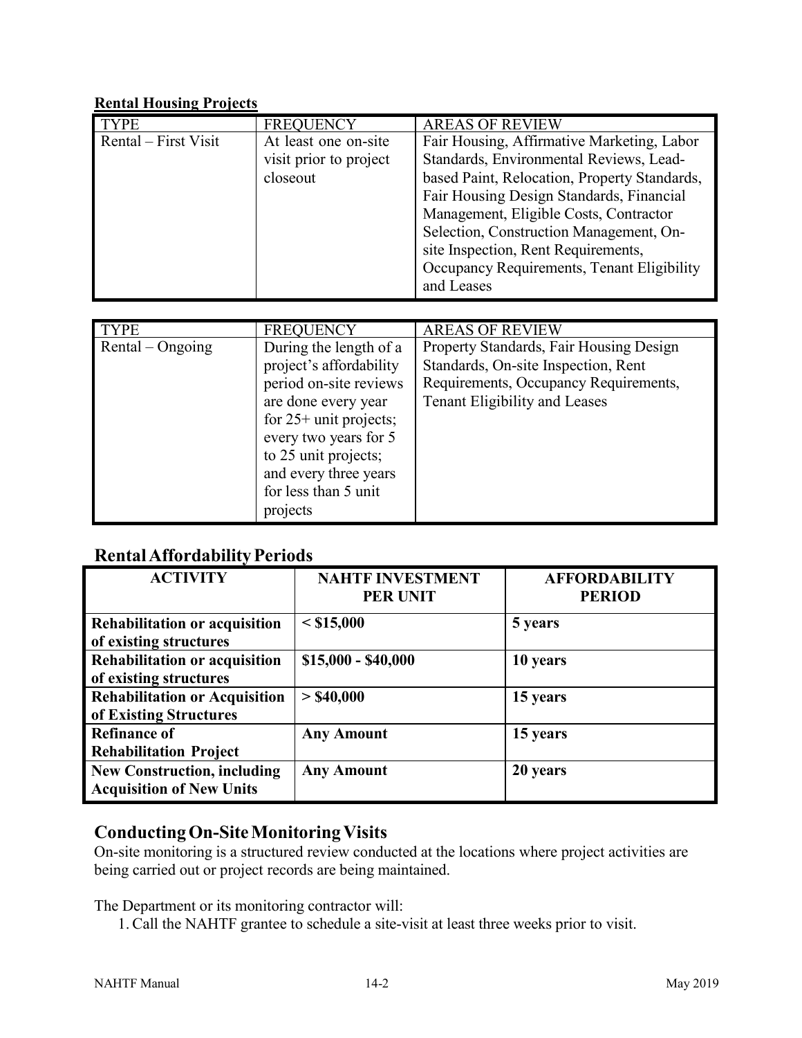**Rental Housing Projects**

| TYPE | FREQUENCY | AREAS OF REVIEW |
|---|---|---|
| Rental – First Visit | At least one on-site visit prior to project closeout | Fair Housing, Affirmative Marketing, Labor Standards, Environmental Reviews, Lead-based Paint, Relocation, Property Standards, Fair Housing Design Standards, Financial Management, Eligible Costs, Contractor Selection, Construction Management, On-site Inspection, Rent Requirements, Occupancy Requirements, Tenant Eligibility and Leases |

| TYPE | FREQUENCY | AREAS OF REVIEW |
|---|---|---|
| Rental – Ongoing | During the length of a project's affordability period on-site reviews are done every year for 25+ unit projects; every two years for 5 to 25 unit projects; and every three years for less than 5 unit projects | Property Standards, Fair Housing Design Standards, On-site Inspection, Rent Requirements, Occupancy Requirements, Tenant Eligibility and Leases |

## Rental Affordability Periods

| ACTIVITY | NAHTF INVESTMENT PER UNIT | AFFORDABILITY PERIOD |
|---|---|---|
| **Rehabilitation or acquisition of existing structures** | **< $15,000** | **5 years** |
| **Rehabilitation or acquisition of existing structures** | **$15,000 - $40,000** | **10 years** |
| **Rehabilitation or Acquisition of Existing Structures** | **> $40,000** | **15 years** |
| **Refinance of Rehabilitation Project** | **Any Amount** | **15 years** |
| **New Construction, including Acquisition of New Units** | **Any Amount** | **20 years** |

## Conducting On-Site Monitoring Visits

On-site monitoring is a structured review conducted at the locations where project activities are being carried out or project records are being maintained.

The Department or its monitoring contractor will:

1. Call the NAHTF grantee to schedule a site-visit at least three weeks prior to visit.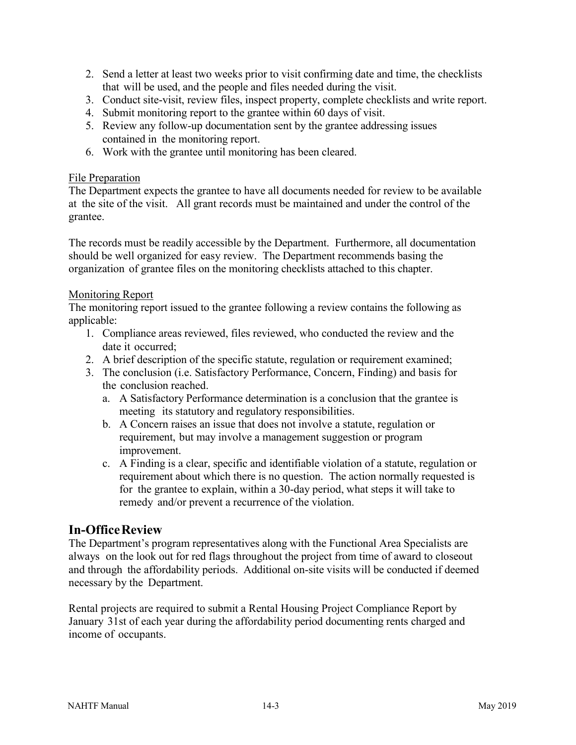2. Send a letter at least two weeks prior to visit confirming date and time, the checklists that will be used, and the people and files needed during the visit.
3. Conduct site-visit, review files, inspect property, complete checklists and write report.
4. Submit monitoring report to the grantee within 60 days of visit.
5. Review any follow-up documentation sent by the grantee addressing issues contained in the monitoring report.
6. Work with the grantee until monitoring has been cleared.

File Preparation

The Department expects the grantee to have all documents needed for review to be available at the site of the visit. All grant records must be maintained and under the control of the grantee.

The records must be readily accessible by the Department. Furthermore, all documentation should be well organized for easy review. The Department recommends basing the organization of grantee files on the monitoring checklists attached to this chapter.

Monitoring Report

The monitoring report issued to the grantee following a review contains the following as applicable:

1. Compliance areas reviewed, files reviewed, who conducted the review and the date it occurred;
2. A brief description of the specific statute, regulation or requirement examined;
3. The conclusion (i.e. Satisfactory Performance, Concern, Finding) and basis for the conclusion reached.
   a. A Satisfactory Performance determination is a conclusion that the grantee is meeting its statutory and regulatory responsibilities.
   b. A Concern raises an issue that does not involve a statute, regulation or requirement, but may involve a management suggestion or program improvement.
   c. A Finding is a clear, specific and identifiable violation of a statute, regulation or requirement about which there is no question. The action normally requested is for the grantee to explain, within a 30-day period, what steps it will take to remedy and/or prevent a recurrence of the violation.

## In-Office Review

The Department's program representatives along with the Functional Area Specialists are always on the look out for red flags throughout the project from time of award to closeout and through the affordability periods. Additional on-site visits will be conducted if deemed necessary by the Department.

Rental projects are required to submit a Rental Housing Project Compliance Report by January 31st of each year during the affordability period documenting rents charged and income of occupants.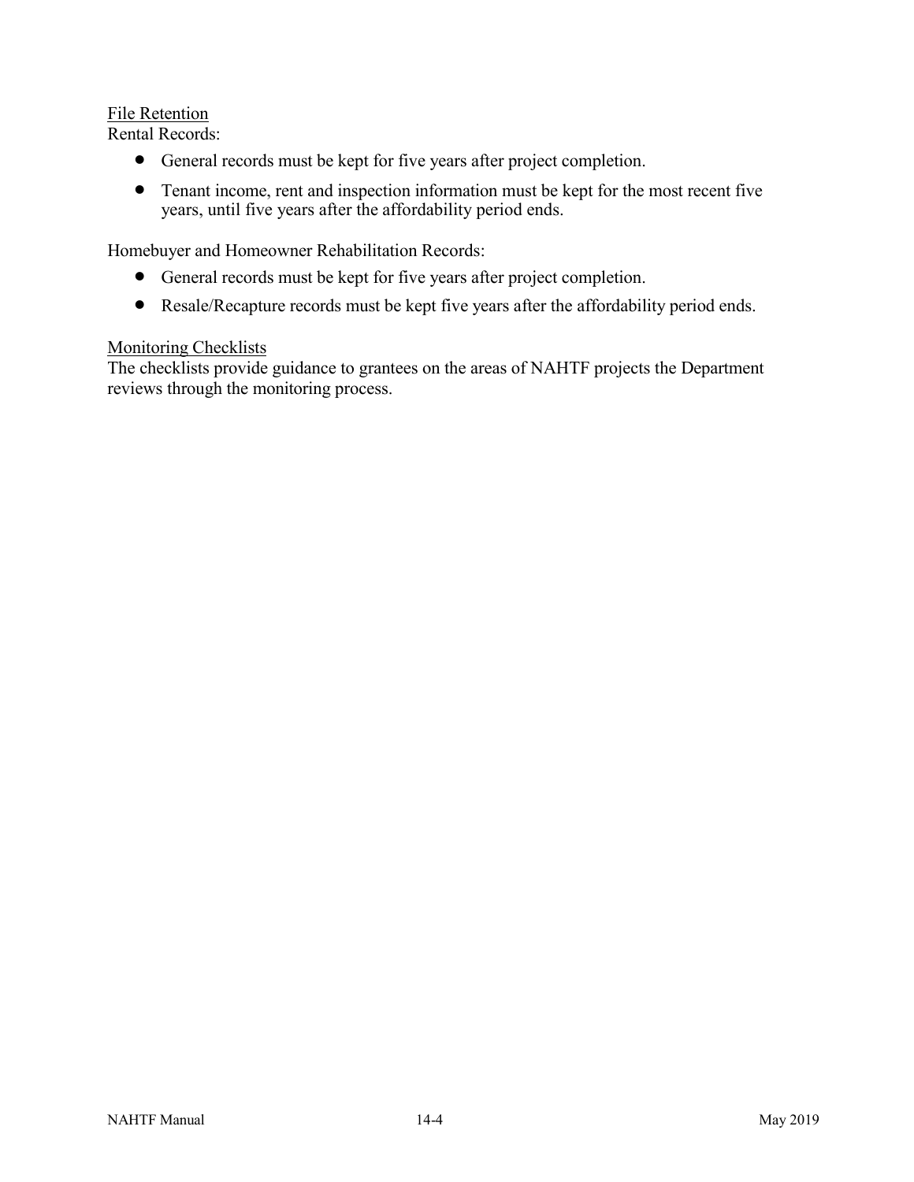File Retention

Rental Records:

- General records must be kept for five years after project completion.
- Tenant income, rent and inspection information must be kept for the most recent five years, until five years after the affordability period ends.

Homebuyer and Homeowner Rehabilitation Records:

- General records must be kept for five years after project completion.
- Resale/Recapture records must be kept five years after the affordability period ends.

Monitoring Checklists

The checklists provide guidance to grantees on the areas of NAHTF projects the Department reviews through the monitoring process.